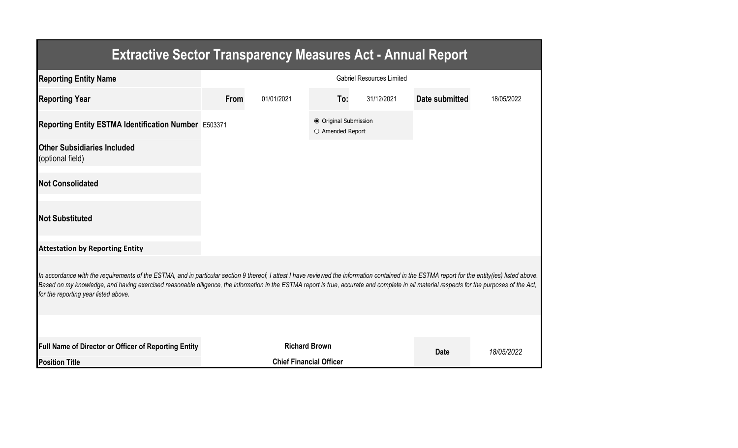# Extractive Sector Transparency Measures Act - Annual Report

| | | | | | | |
|---|---|---|---|---|---|---|
| **Reporting Entity Name** | Gabriel Resources Limited | | | | | |
| **Reporting Year** | **From** | 01/01/2021 | **To:** | 31/12/2021 | **Date submitted** | 18/05/2022 |
| **Reporting Entity ESTMA Identification Number** | E503371 | | ◉ Original Submission<br>○ Amended Report | | | |
| **Other Subsidiaries Included** (optional field) | | | | | | |
| **Not Consolidated** | | | | | | |
| **Not Substituted** | | | | | | |

**Attestation by Reporting Entity**

*In accordance with the requirements of the ESTMA, and in particular section 9 thereof, I attest I have reviewed the information contained in the ESTMA report for the entity(ies) listed above. Based on my knowledge, and having exercised reasonable diligence, the information in the ESTMA report is true, accurate and complete in all material respects for the purposes of the Act, for the reporting year listed above.*

| | | | |
|---|---|---|---|
| **Full Name of Director or Officer of Reporting Entity** | **Richard Brown** | **Date** | *18/05/2022* |
| **Position Title** | **Chief Financial Officer** | | |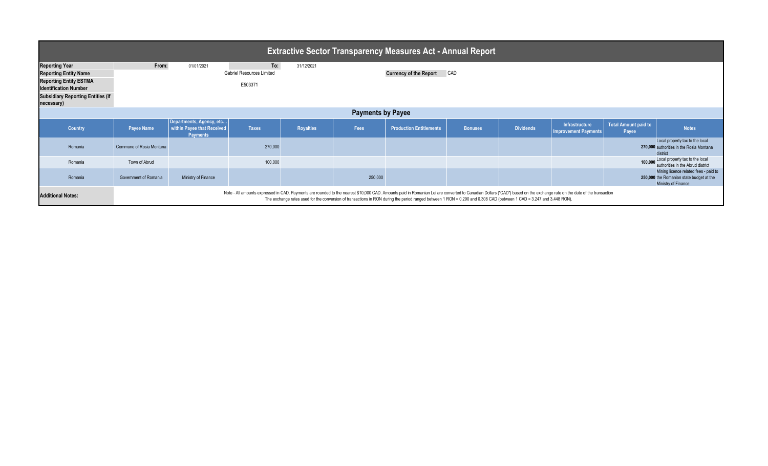# Extractive Sector Transparency Measures Act - Annual Report

| | | | | |
|---|---|---|---|---|
| **Reporting Year** | **From:** | 01/01/2021 | **To:** | 31/12/2021 |
| **Reporting Entity Name** | Gabriel Resources Limited | | **Currency of the Report** | CAD |
| **Reporting Entity ESTMA Identification Number** | E503371 | | | |
| **Subsidiary Reporting Entities (if necessary)** | | | | |

## Payments by Payee

| Country | Payee Name | Departments, Agency, etc... within Payee that Received Payments | Taxes | Royalties | Fees | Production Entitlements | Bonuses | Dividends | Infrastructure Improvement Payments | Total Amount paid to Payee | Notes |
|---|---|---|---|---|---|---|---|---|---|---|---|
| Romania | Commune of Rosia Montana | | 270,000 | | | | | | | 270,000 | Local property tax to the local authorities in the Rosia Montana district |
| Romania | Town of Abrud | | 100,000 | | | | | | | 100,000 | Local property tax to the local authorities in the Abrud district |
| Romania | Government of Romania | Ministry of Finance | | | 250,000 | | | | | 250,000 | Mining licence related fees - paid to the Romanian state budget at the Ministry of Finance |

**Additional Notes:** Note - All amounts expressed in CAD. Payments are rounded to the nearest $10,000 CAD. Amounts paid in Romanian Lei are converted to Canadian Dollars ("CAD") based on the exchange rate on the date of the transaction. The exchange rates used for the conversion of transactions in RON during the period ranged between 1 RON = 0.290 and 0.308 CAD (between 1 CAD = 3.247 and 3.448 RON).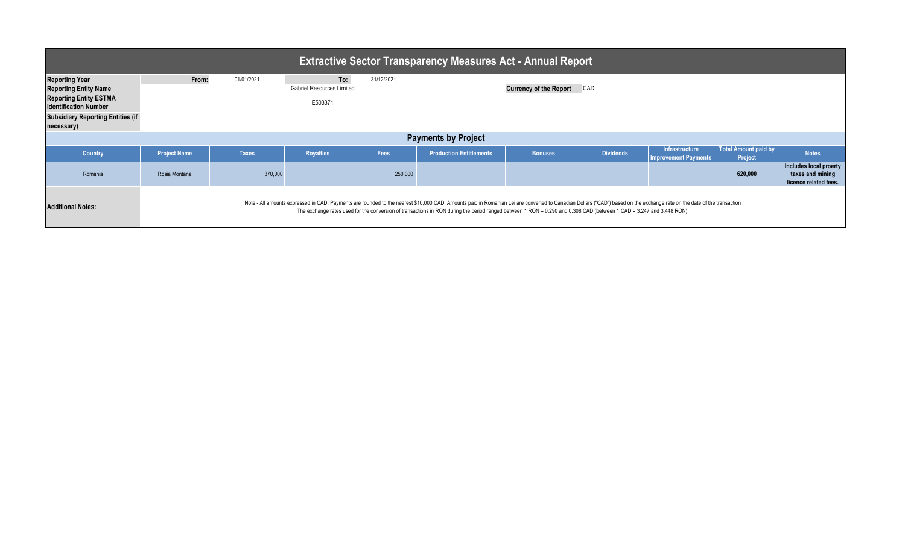# Extractive Sector Transparency Measures Act - Annual Report

| | | | | | |
|---|---|---|---|---|---|
| **Reporting Year** | From: | 01/01/2021 | To: | 31/12/2021 | |
| **Reporting Entity Name** | | Gabriel Resources Limited | | **Currency of the Report** | CAD |
| **Reporting Entity ESTMA Identification Number** | | E503371 | | | |
| **Subsidiary Reporting Entities (if necessary)** | | | | | |

## Payments by Project

| Country | Project Name | Taxes | Royalties | Fees | Production Entitlements | Bonuses | Dividends | Infrastructure Improvement Payments | Total Amount paid by Project | Notes |
|---|---|---|---|---|---|---|---|---|---|---|
| Romania | Rosia Montana | 370,000 | | 250,000 | | | | | **620,000** | **Includes local proerty taxes and mining licence related fees.** |

**Additional Notes:**

Note - All amounts expressed in CAD. Payments are rounded to the nearest $10,000 CAD. Amounts paid in Romanian Lei are converted to Canadian Dollars ("CAD") based on the exchange rate on the date of the transaction The exchange rates used for the conversion of transactions in RON during the period ranged between 1 RON = 0.290 and 0.308 CAD (between 1 CAD = 3.247 and 3.448 RON).